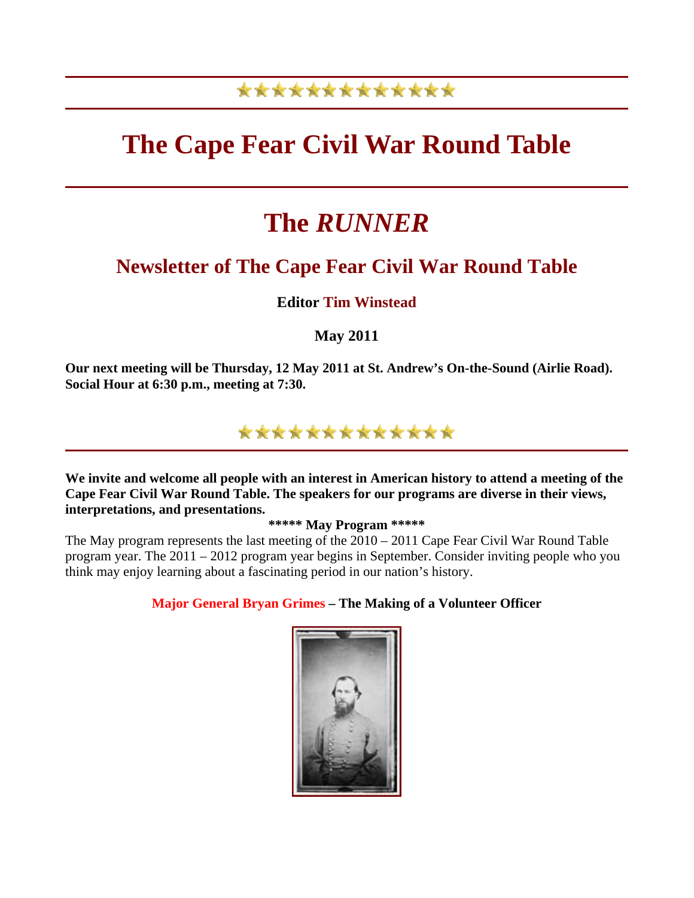# The Cape Fear Civil War Round Table

# The *RUNNER*

## Newsletter of The Cape Fear Civil War Round Table

**Editor Tim Winstead**

**May 2011**

**Our next meeting will be Thursday, 12 May 2011 at St. Andrew's On-the-Sound (Airlie Road). Social Hour at 6:30 p.m., meeting at 7:30.**

**We invite and welcome all people with an interest in American history to attend a meeting of the Cape Fear Civil War Round Table. The speakers for our programs are diverse in their views, interpretations, and presentations.**

**\*\*\*\*\* May Program \*\*\*\*\***

The May program represents the last meeting of the 2010 – 2011 Cape Fear Civil War Round Table program year. The 2011 – 2012 program year begins in September. Consider inviting people who you think may enjoy learning about a fascinating period in our nation's history.

**Major General Bryan Grimes – The Making of a Volunteer Officer**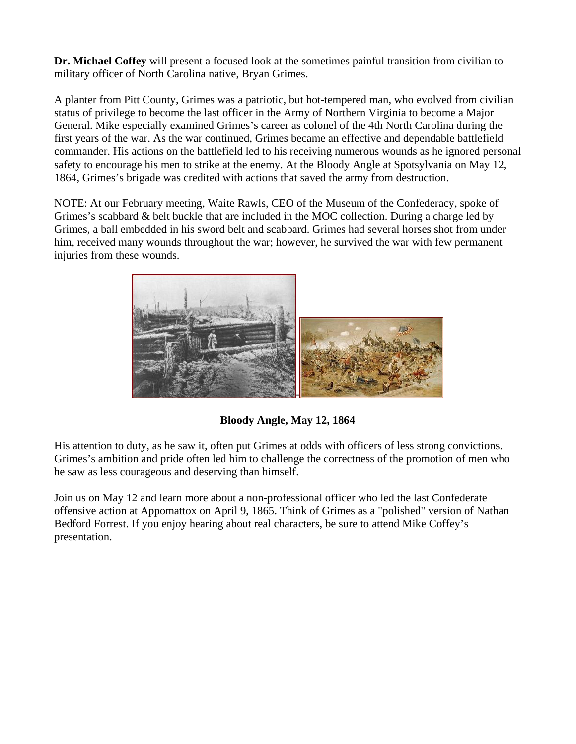**Dr. Michael Coffey** will present a focused look at the sometimes painful transition from civilian to military officer of North Carolina native, Bryan Grimes.

A planter from Pitt County, Grimes was a patriotic, but hot-tempered man, who evolved from civilian status of privilege to become the last officer in the Army of Northern Virginia to become a Major General. Mike especially examined Grimes's career as colonel of the 4th North Carolina during the first years of the war. As the war continued, Grimes became an effective and dependable battlefield commander. His actions on the battlefield led to his receiving numerous wounds as he ignored personal safety to encourage his men to strike at the enemy. At the Bloody Angle at Spotsylvania on May 12, 1864, Grimes's brigade was credited with actions that saved the army from destruction.

NOTE: At our February meeting, Waite Rawls, CEO of the Museum of the Confederacy, spoke of Grimes's scabbard & belt buckle that are included in the MOC collection. During a charge led by Grimes, a ball embedded in his sword belt and scabbard. Grimes had several horses shot from under him, received many wounds throughout the war; however, he survived the war with few permanent injuries from these wounds.

**Bloody Angle, May 12, 1864**

His attention to duty, as he saw it, often put Grimes at odds with officers of less strong convictions. Grimes's ambition and pride often led him to challenge the correctness of the promotion of men who he saw as less courageous and deserving than himself.

Join us on May 12 and learn more about a non-professional officer who led the last Confederate offensive action at Appomattox on April 9, 1865. Think of Grimes as a "polished" version of Nathan Bedford Forrest. If you enjoy hearing about real characters, be sure to attend Mike Coffey's presentation.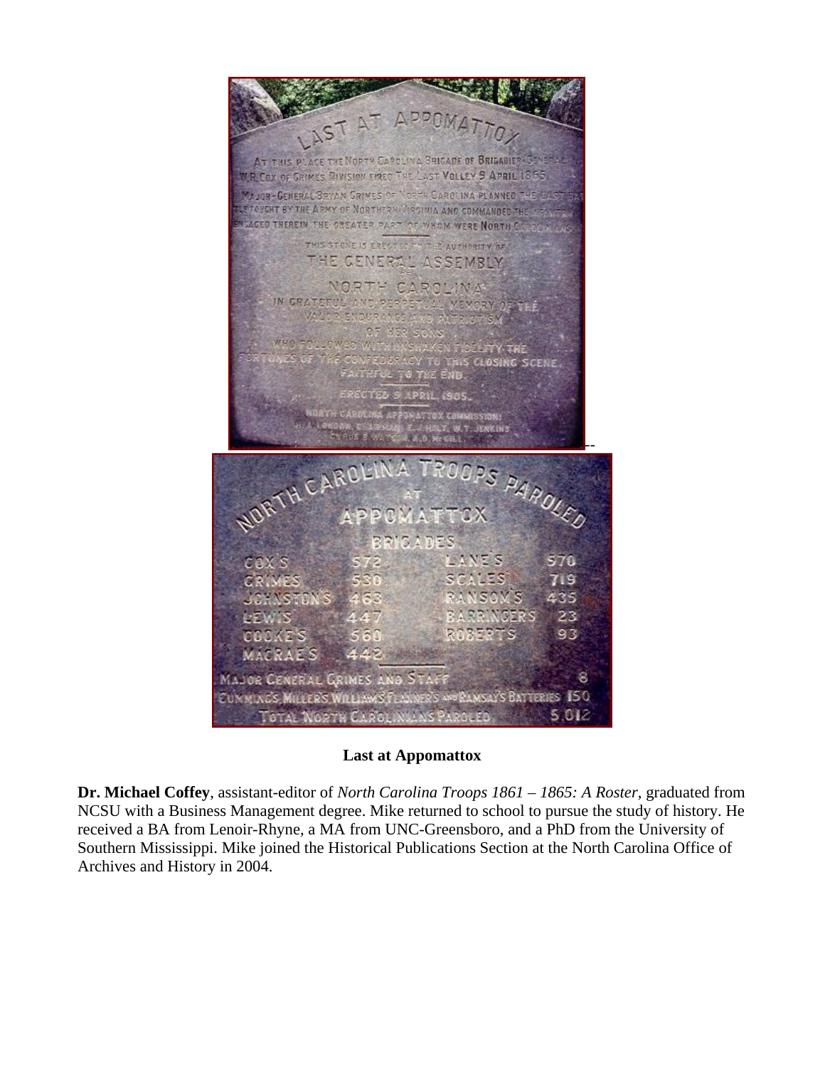**Last at Appomattox**

**Dr. Michael Coffey**, assistant-editor of *North Carolina Troops 1861 – 1865: A Roster*, graduated from NCSU with a Business Management degree. Mike returned to school to pursue the study of history. He received a BA from Lenoir-Rhyne, a MA from UNC-Greensboro, and a PhD from the University of Southern Mississippi. Mike joined the Historical Publications Section at the North Carolina Office of Archives and History in 2004.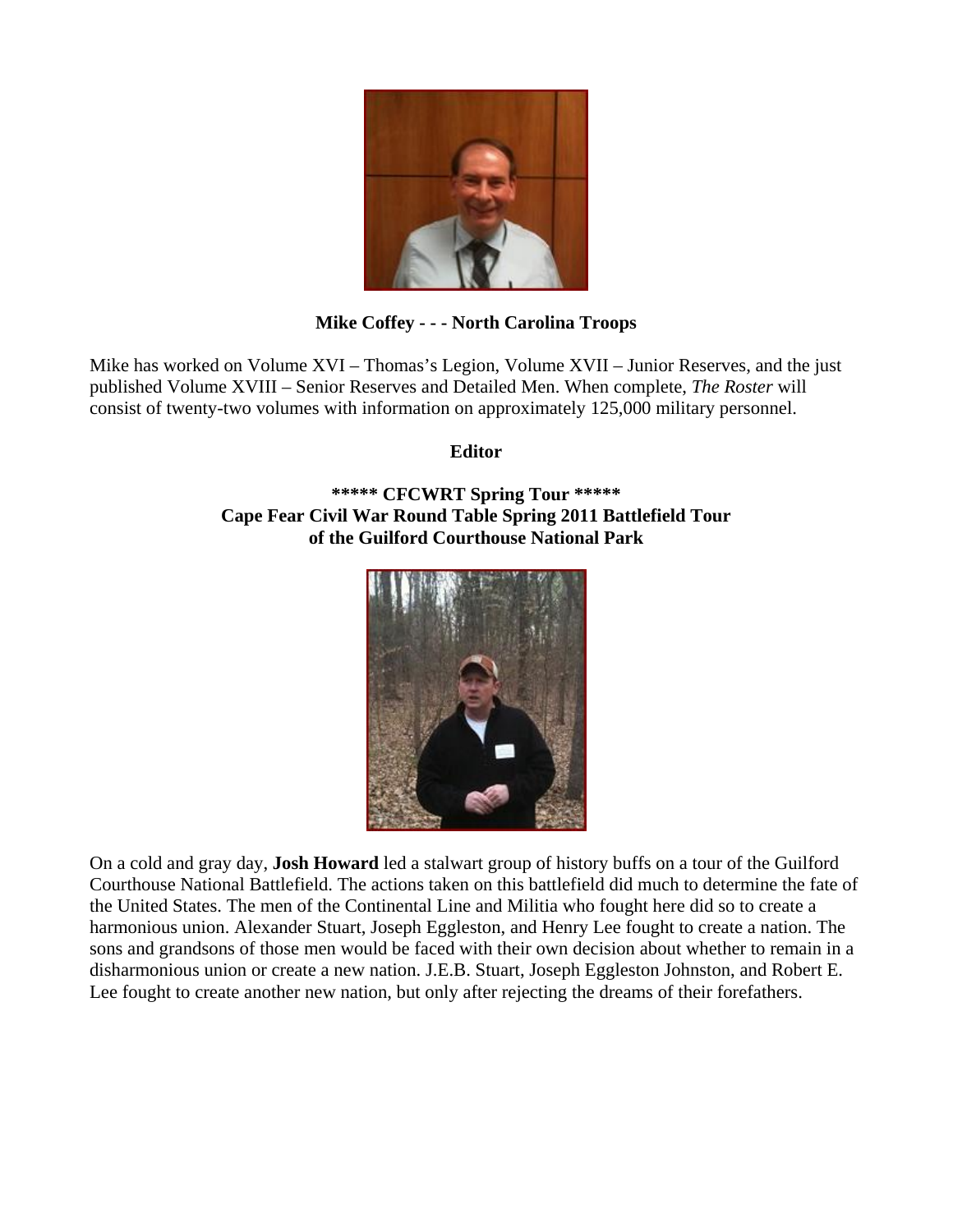**Mike Coffey - - - North Carolina Troops**

Mike has worked on Volume XVI – Thomas's Legion, Volume XVII – Junior Reserves, and the just published Volume XVIII – Senior Reserves and Detailed Men. When complete, *The Roster* will consist of twenty-two volumes with information on approximately 125,000 military personnel.

**Editor**

**\*\*\*\*\* CFCWRT Spring Tour \*\*\*\*\***
**Cape Fear Civil War Round Table Spring 2011 Battlefield Tour of the Guilford Courthouse National Park**

On a cold and gray day, **Josh Howard** led a stalwart group of history buffs on a tour of the Guilford Courthouse National Battlefield. The actions taken on this battlefield did much to determine the fate of the United States. The men of the Continental Line and Militia who fought here did so to create a harmonious union. Alexander Stuart, Joseph Eggleston, and Henry Lee fought to create a nation. The sons and grandsons of those men would be faced with their own decision about whether to remain in a disharmonious union or create a new nation. J.E.B. Stuart, Joseph Eggleston Johnston, and Robert E. Lee fought to create another new nation, but only after rejecting the dreams of their forefathers.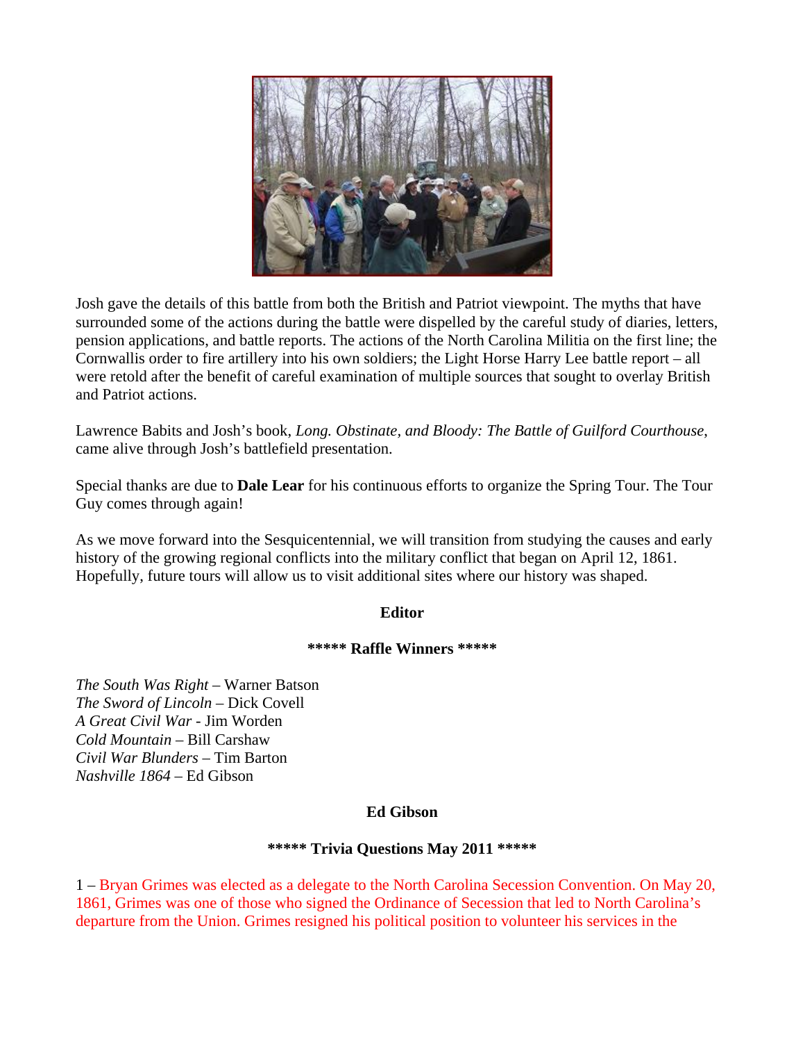Josh gave the details of this battle from both the British and Patriot viewpoint. The myths that have surrounded some of the actions during the battle were dispelled by the careful study of diaries, letters, pension applications, and battle reports. The actions of the North Carolina Militia on the first line; the Cornwallis order to fire artillery into his own soldiers; the Light Horse Harry Lee battle report – all were retold after the benefit of careful examination of multiple sources that sought to overlay British and Patriot actions.

Lawrence Babits and Josh's book, *Long. Obstinate, and Bloody: The Battle of Guilford Courthouse*, came alive through Josh's battlefield presentation.

Special thanks are due to **Dale Lear** for his continuous efforts to organize the Spring Tour. The Tour Guy comes through again!

As we move forward into the Sesquicentennial, we will transition from studying the causes and early history of the growing regional conflicts into the military conflict that began on April 12, 1861. Hopefully, future tours will allow us to visit additional sites where our history was shaped.

**Editor**

**\*\*\*\*\* Raffle Winners \*\*\*\*\***

*The South Was Right* – Warner Batson
*The Sword of Lincoln* – Dick Covell
*A Great Civil War* - Jim Worden
*Cold Mountain* – Bill Carshaw
*Civil War Blunders* – Tim Barton
*Nashville 1864* – Ed Gibson

**Ed Gibson**

**\*\*\*\*\* Trivia Questions May 2011 \*\*\*\*\***

1 – Bryan Grimes was elected as a delegate to the North Carolina Secession Convention. On May 20, 1861, Grimes was one of those who signed the Ordinance of Secession that led to North Carolina's departure from the Union. Grimes resigned his political position to volunteer his services in the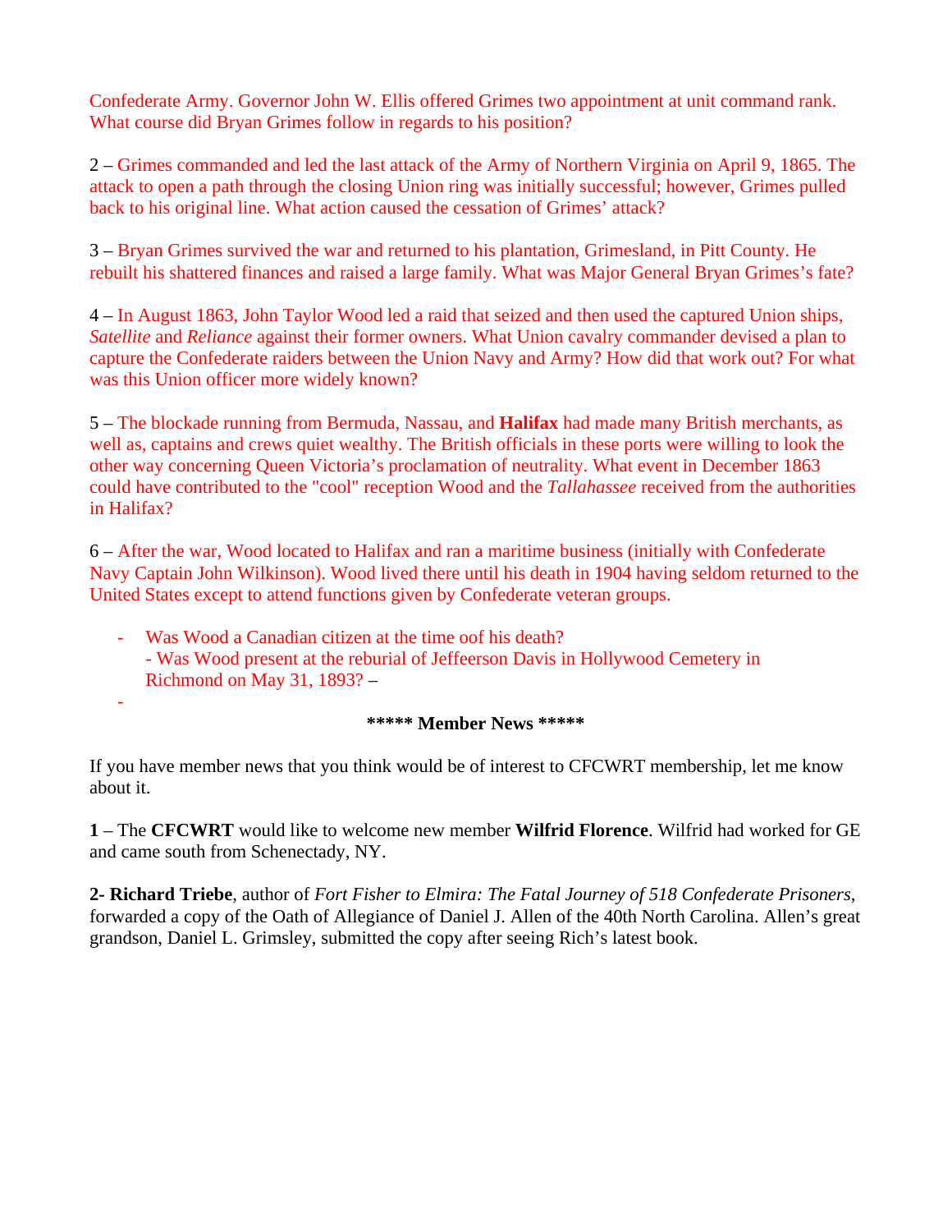Confederate Army. Governor John W. Ellis offered Grimes two appointment at unit command rank. What course did Bryan Grimes follow in regards to his position?

2 – Grimes commanded and led the last attack of the Army of Northern Virginia on April 9, 1865. The attack to open a path through the closing Union ring was initially successful; however, Grimes pulled back to his original line. What action caused the cessation of Grimes' attack?

3 – Bryan Grimes survived the war and returned to his plantation, Grimesland, in Pitt County. He rebuilt his shattered finances and raised a large family. What was Major General Bryan Grimes's fate?

4 – In August 1863, John Taylor Wood led a raid that seized and then used the captured Union ships, *Satellite* and *Reliance* against their former owners. What Union cavalry commander devised a plan to capture the Confederate raiders between the Union Navy and Army? How did that work out? For what was this Union officer more widely known?

5 – The blockade running from Bermuda, Nassau, and **Halifax** had made many British merchants, as well as, captains and crews quiet wealthy. The British officials in these ports were willing to look the other way concerning Queen Victoria's proclamation of neutrality. What event in December 1863 could have contributed to the "cool" reception Wood and the *Tallahassee* received from the authorities in Halifax?

6 – After the war, Wood located to Halifax and ran a maritime business (initially with Confederate Navy Captain John Wilkinson). Wood lived there until his death in 1904 having seldom returned to the United States except to attend functions given by Confederate veteran groups.

- Was Wood a Canadian citizen at the time oof his death?
  - Was Wood present at the reburial of Jeffeerson Davis in Hollywood Cemetery in Richmond on May 31, 1893? –
-

**\*\*\*\*\* Member News \*\*\*\*\***

If you have member news that you think would be of interest to CFCWRT membership, let me know about it.

**1** – The **CFCWRT** would like to welcome new member **Wilfrid Florence**. Wilfrid had worked for GE and came south from Schenectady, NY.

**2- Richard Triebe**, author of *Fort Fisher to Elmira: The Fatal Journey of 518 Confederate Prisoners*, forwarded a copy of the Oath of Allegiance of Daniel J. Allen of the 40th North Carolina. Allen's great grandson, Daniel L. Grimsley, submitted the copy after seeing Rich's latest book.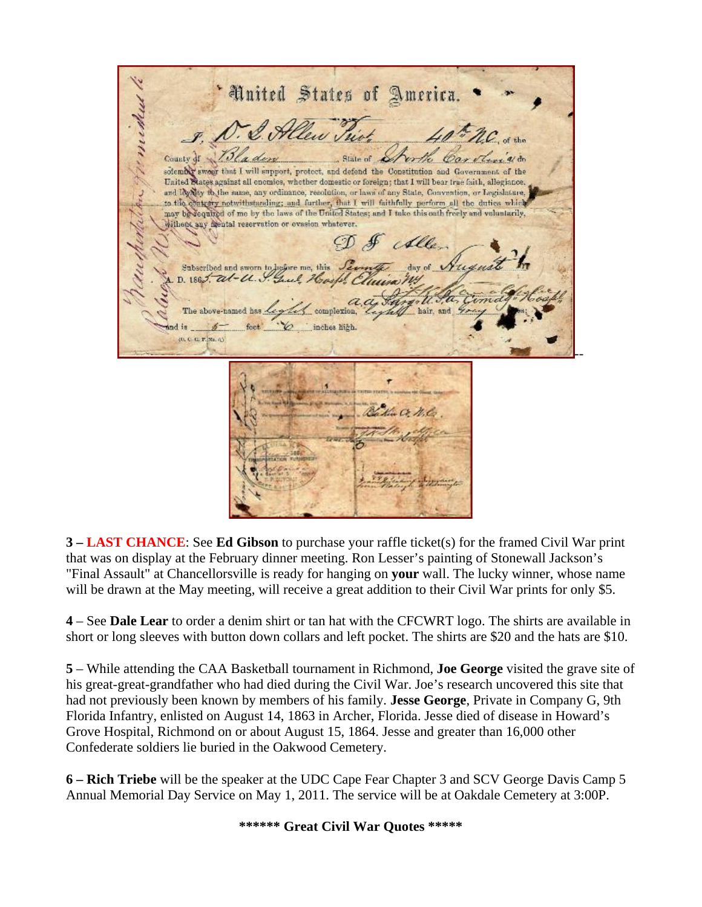**3 – LAST CHANCE**: See **Ed Gibson** to purchase your raffle ticket(s) for the framed Civil War print that was on display at the February dinner meeting. Ron Lesser's painting of Stonewall Jackson's "Final Assault" at Chancellorsville is ready for hanging on **your** wall. The lucky winner, whose name will be drawn at the May meeting, will receive a great addition to their Civil War prints for only $5.

**4** – See **Dale Lear** to order a denim shirt or tan hat with the CFCWRT logo. The shirts are available in short or long sleeves with button down collars and left pocket. The shirts are $20 and the hats are $10.

**5** – While attending the CAA Basketball tournament in Richmond, **Joe George** visited the grave site of his great-great-grandfather who had died during the Civil War. Joe's research uncovered this site that had not previously been known by members of his family. **Jesse George**, Private in Company G, 9th Florida Infantry, enlisted on August 14, 1863 in Archer, Florida. Jesse died of disease in Howard's Grove Hospital, Richmond on or about August 15, 1864. Jesse and greater than 16,000 other Confederate soldiers lie buried in the Oakwood Cemetery.

**6 – Rich Triebe** will be the speaker at the UDC Cape Fear Chapter 3 and SCV George Davis Camp 5 Annual Memorial Day Service on May 1, 2011. The service will be at Oakdale Cemetery at 3:00P.

**\*\*\*\*\*\* Great Civil War Quotes \*\*\*\*\***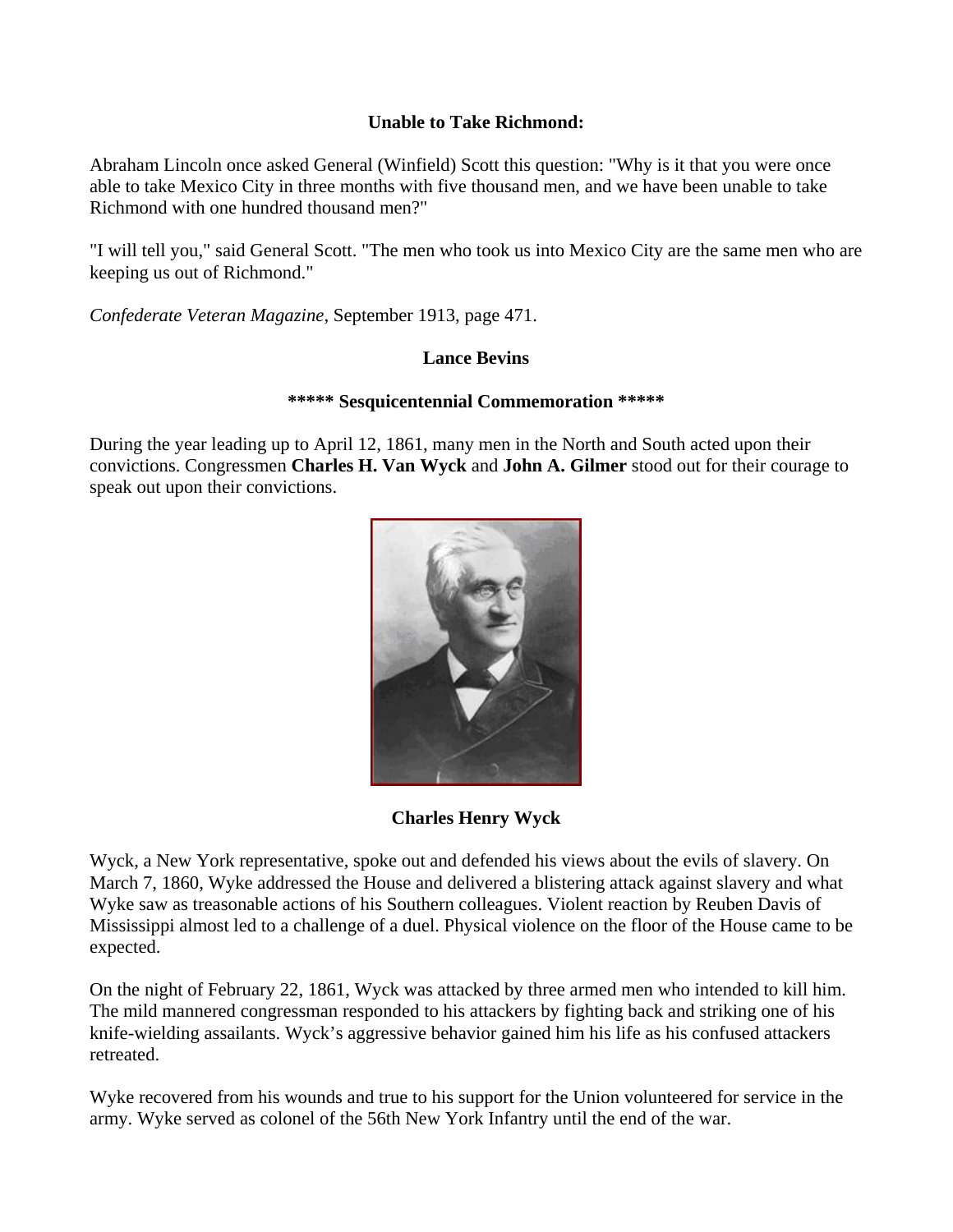**Unable to Take Richmond:**

Abraham Lincoln once asked General (Winfield) Scott this question: "Why is it that you were once able to take Mexico City in three months with five thousand men, and we have been unable to take Richmond with one hundred thousand men?"

"I will tell you," said General Scott. "The men who took us into Mexico City are the same men who are keeping us out of Richmond."

*Confederate Veteran Magazine*, September 1913, page 471.

**Lance Bevins**

**\*\*\*\*\* Sesquicentennial Commemoration \*\*\*\*\***

During the year leading up to April 12, 1861, many men in the North and South acted upon their convictions. Congressmen **Charles H. Van Wyck** and **John A. Gilmer** stood out for their courage to speak out upon their convictions.

**Charles Henry Wyck**

Wyck, a New York representative, spoke out and defended his views about the evils of slavery. On March 7, 1860, Wyke addressed the House and delivered a blistering attack against slavery and what Wyke saw as treasonable actions of his Southern colleagues. Violent reaction by Reuben Davis of Mississippi almost led to a challenge of a duel. Physical violence on the floor of the House came to be expected.

On the night of February 22, 1861, Wyck was attacked by three armed men who intended to kill him. The mild mannered congressman responded to his attackers by fighting back and striking one of his knife-wielding assailants. Wyck's aggressive behavior gained him his life as his confused attackers retreated.

Wyke recovered from his wounds and true to his support for the Union volunteered for service in the army. Wyke served as colonel of the 56th New York Infantry until the end of the war.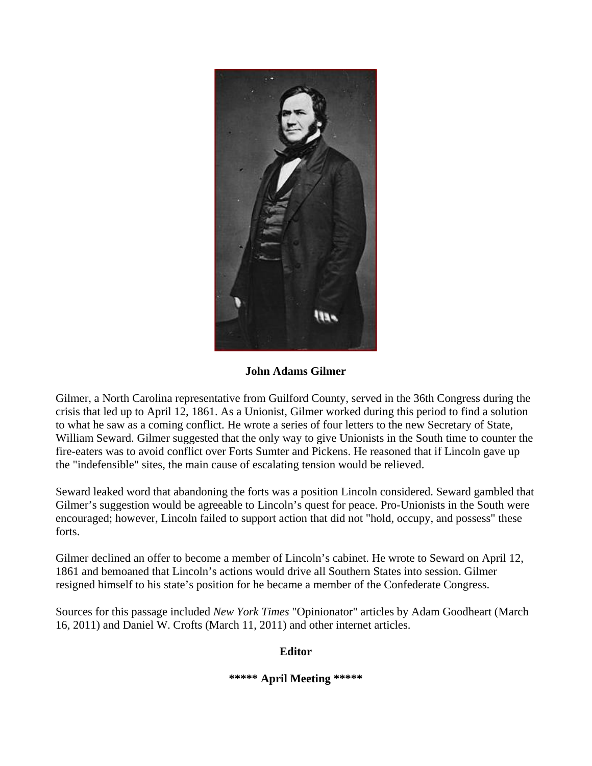**John Adams Gilmer**

Gilmer, a North Carolina representative from Guilford County, served in the 36th Congress during the crisis that led up to April 12, 1861. As a Unionist, Gilmer worked during this period to find a solution to what he saw as a coming conflict. He wrote a series of four letters to the new Secretary of State, William Seward. Gilmer suggested that the only way to give Unionists in the South time to counter the fire-eaters was to avoid conflict over Forts Sumter and Pickens. He reasoned that if Lincoln gave up the "indefensible" sites, the main cause of escalating tension would be relieved.

Seward leaked word that abandoning the forts was a position Lincoln considered. Seward gambled that Gilmer's suggestion would be agreeable to Lincoln's quest for peace. Pro-Unionists in the South were encouraged; however, Lincoln failed to support action that did not "hold, occupy, and possess" these forts.

Gilmer declined an offer to become a member of Lincoln's cabinet. He wrote to Seward on April 12, 1861 and bemoaned that Lincoln's actions would drive all Southern States into session. Gilmer resigned himself to his state's position for he became a member of the Confederate Congress.

Sources for this passage included *New York Times* "Opinionator" articles by Adam Goodheart (March 16, 2011) and Daniel W. Crofts (March 11, 2011) and other internet articles.

**Editor**

**\*\*\*\*\* April Meeting \*\*\*\*\***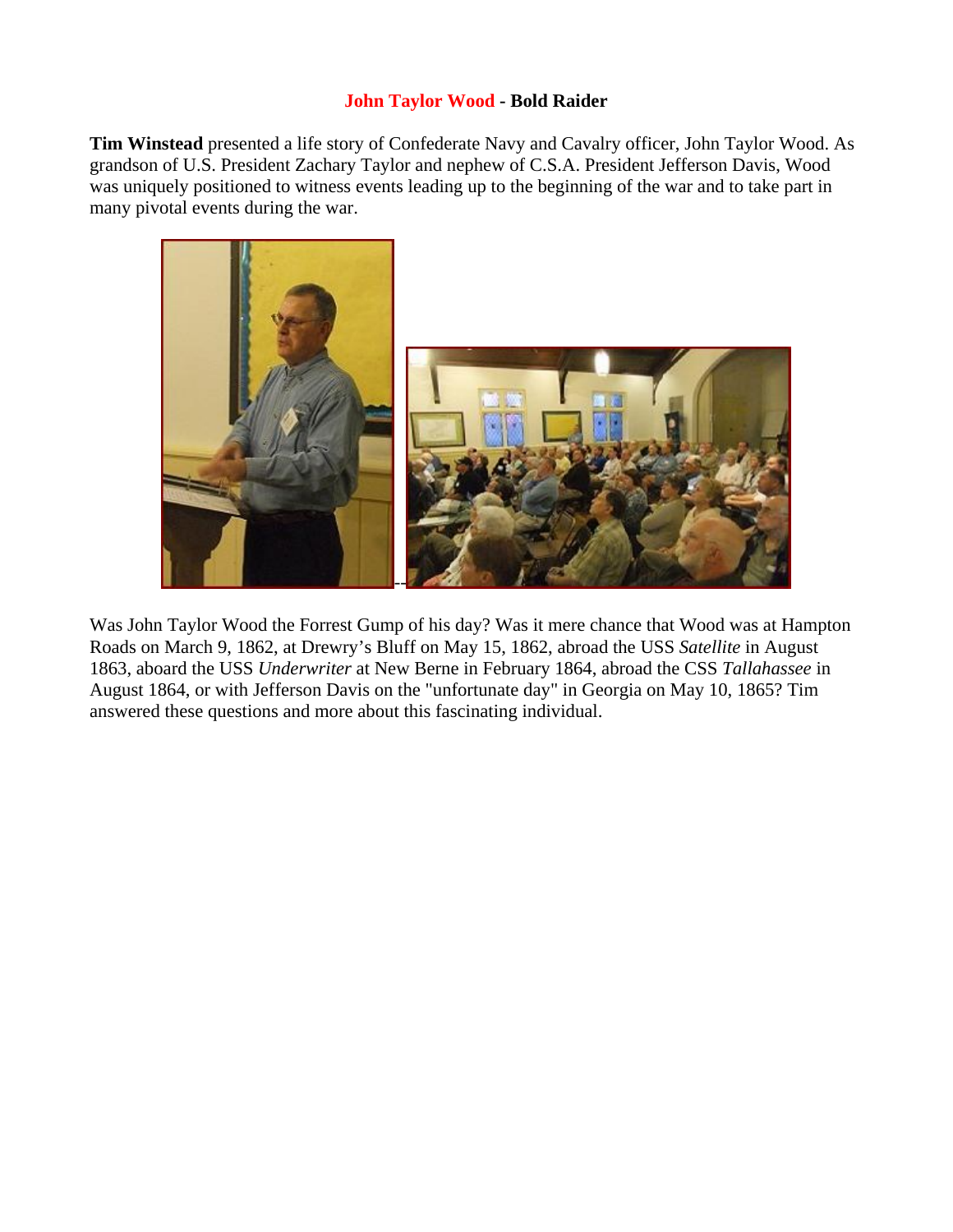## John Taylor Wood - Bold Raider

**Tim Winstead** presented a life story of Confederate Navy and Cavalry officer, John Taylor Wood. As grandson of U.S. President Zachary Taylor and nephew of C.S.A. President Jefferson Davis, Wood was uniquely positioned to witness events leading up to the beginning of the war and to take part in many pivotal events during the war.

Was John Taylor Wood the Forrest Gump of his day? Was it mere chance that Wood was at Hampton Roads on March 9, 1862, at Drewry's Bluff on May 15, 1862, abroad the USS *Satellite* in August 1863, aboard the USS *Underwriter* at New Berne in February 1864, abroad the CSS *Tallahassee* in August 1864, or with Jefferson Davis on the "unfortunate day" in Georgia on May 10, 1865? Tim answered these questions and more about this fascinating individual.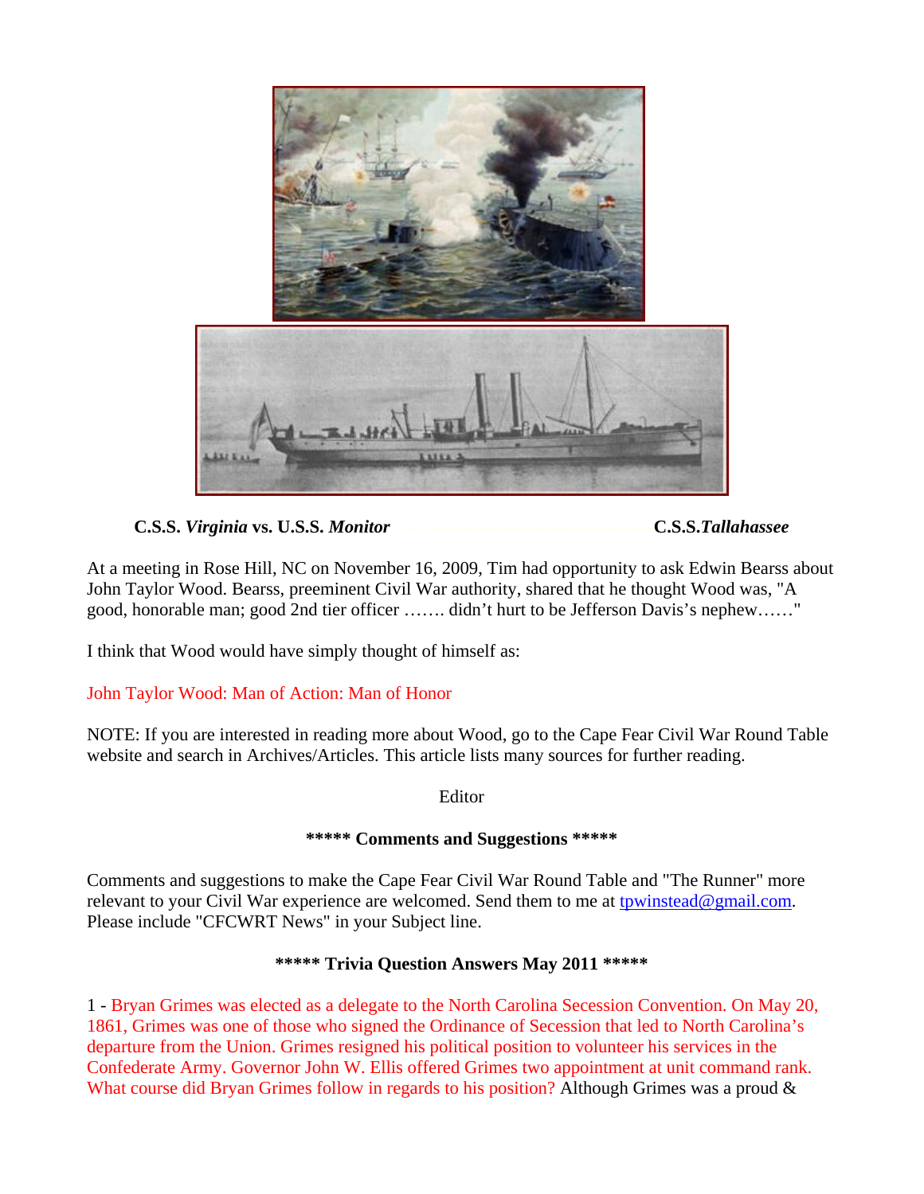**C.S.S. *Virginia* vs. U.S.S. *Monitor*** **C.S.S.*Tallahassee***

At a meeting in Rose Hill, NC on November 16, 2009, Tim had opportunity to ask Edwin Bearss about John Taylor Wood. Bearss, preeminent Civil War authority, shared that he thought Wood was, "A good, honorable man; good 2nd tier officer ……. didn't hurt to be Jefferson Davis's nephew……"

I think that Wood would have simply thought of himself as:

John Taylor Wood: Man of Action: Man of Honor

NOTE: If you are interested in reading more about Wood, go to the Cape Fear Civil War Round Table website and search in Archives/Articles. This article lists many sources for further reading.

Editor

**\*\*\*\*\* Comments and Suggestions \*\*\*\*\***

Comments and suggestions to make the Cape Fear Civil War Round Table and "The Runner" more relevant to your Civil War experience are welcomed. Send them to me at tpwinstead@gmail.com. Please include "CFCWRT News" in your Subject line.

**\*\*\*\*\* Trivia Question Answers May 2011 \*\*\*\*\***

1 - Bryan Grimes was elected as a delegate to the North Carolina Secession Convention. On May 20, 1861, Grimes was one of those who signed the Ordinance of Secession that led to North Carolina's departure from the Union. Grimes resigned his political position to volunteer his services in the Confederate Army. Governor John W. Ellis offered Grimes two appointment at unit command rank. What course did Bryan Grimes follow in regards to his position? Although Grimes was a proud &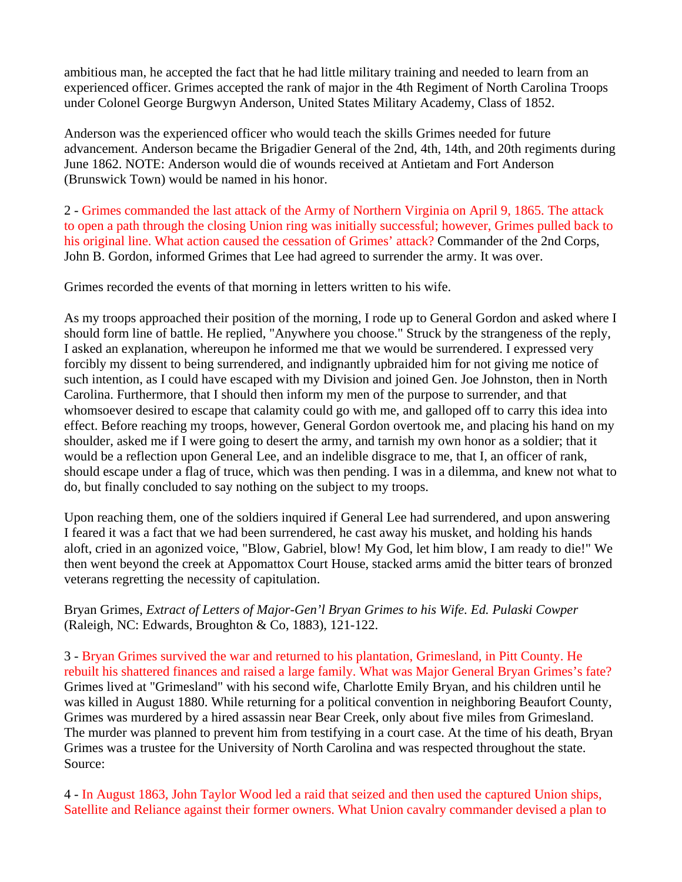ambitious man, he accepted the fact that he had little military training and needed to learn from an experienced officer. Grimes accepted the rank of major in the 4th Regiment of North Carolina Troops under Colonel George Burgwyn Anderson, United States Military Academy, Class of 1852.

Anderson was the experienced officer who would teach the skills Grimes needed for future advancement. Anderson became the Brigadier General of the 2nd, 4th, 14th, and 20th regiments during June 1862. NOTE: Anderson would die of wounds received at Antietam and Fort Anderson (Brunswick Town) would be named in his honor.

2 - Grimes commanded the last attack of the Army of Northern Virginia on April 9, 1865. The attack to open a path through the closing Union ring was initially successful; however, Grimes pulled back to his original line. What action caused the cessation of Grimes' attack? Commander of the 2nd Corps, John B. Gordon, informed Grimes that Lee had agreed to surrender the army. It was over.

Grimes recorded the events of that morning in letters written to his wife.

As my troops approached their position of the morning, I rode up to General Gordon and asked where I should form line of battle. He replied, "Anywhere you choose." Struck by the strangeness of the reply, I asked an explanation, whereupon he informed me that we would be surrendered. I expressed very forcibly my dissent to being surrendered, and indignantly upbraided him for not giving me notice of such intention, as I could have escaped with my Division and joined Gen. Joe Johnston, then in North Carolina. Furthermore, that I should then inform my men of the purpose to surrender, and that whomsoever desired to escape that calamity could go with me, and galloped off to carry this idea into effect. Before reaching my troops, however, General Gordon overtook me, and placing his hand on my shoulder, asked me if I were going to desert the army, and tarnish my own honor as a soldier; that it would be a reflection upon General Lee, and an indelible disgrace to me, that I, an officer of rank, should escape under a flag of truce, which was then pending. I was in a dilemma, and knew not what to do, but finally concluded to say nothing on the subject to my troops.

Upon reaching them, one of the soldiers inquired if General Lee had surrendered, and upon answering I feared it was a fact that we had been surrendered, he cast away his musket, and holding his hands aloft, cried in an agonized voice, "Blow, Gabriel, blow! My God, let him blow, I am ready to die!" We then went beyond the creek at Appomattox Court House, stacked arms amid the bitter tears of bronzed veterans regretting the necessity of capitulation.

Bryan Grimes, *Extract of Letters of Major-Gen'l Bryan Grimes to his Wife. Ed. Pulaski Cowper* (Raleigh, NC: Edwards, Broughton & Co, 1883), 121-122.

3 - Bryan Grimes survived the war and returned to his plantation, Grimesland, in Pitt County. He rebuilt his shattered finances and raised a large family. What was Major General Bryan Grimes's fate? Grimes lived at "Grimesland" with his second wife, Charlotte Emily Bryan, and his children until he was killed in August 1880. While returning for a political convention in neighboring Beaufort County, Grimes was murdered by a hired assassin near Bear Creek, only about five miles from Grimesland. The murder was planned to prevent him from testifying in a court case. At the time of his death, Bryan Grimes was a trustee for the University of North Carolina and was respected throughout the state. Source:

4 - In August 1863, John Taylor Wood led a raid that seized and then used the captured Union ships, Satellite and Reliance against their former owners. What Union cavalry commander devised a plan to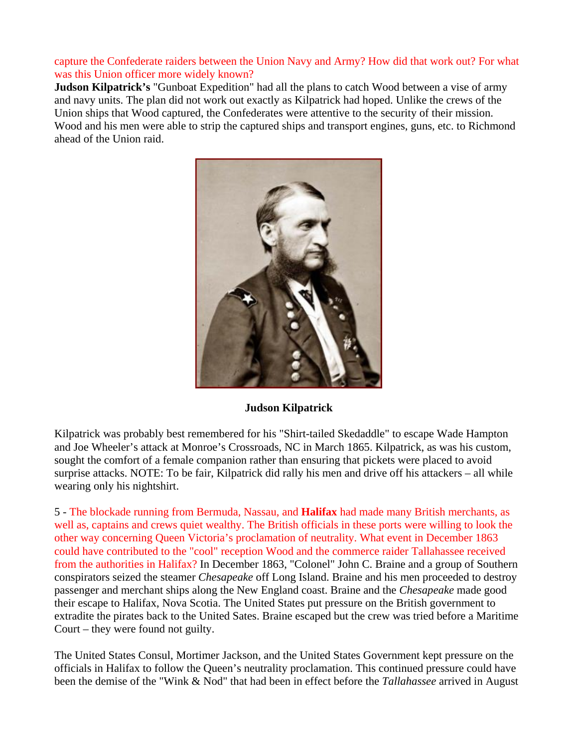capture the Confederate raiders between the Union Navy and Army? How did that work out? For what was this Union officer more widely known?

**Judson Kilpatrick's** "Gunboat Expedition" had all the plans to catch Wood between a vise of army and navy units. The plan did not work out exactly as Kilpatrick had hoped. Unlike the crews of the Union ships that Wood captured, the Confederates were attentive to the security of their mission. Wood and his men were able to strip the captured ships and transport engines, guns, etc. to Richmond ahead of the Union raid.

**Judson Kilpatrick**

Kilpatrick was probably best remembered for his "Shirt-tailed Skedaddle" to escape Wade Hampton and Joe Wheeler's attack at Monroe's Crossroads, NC in March 1865. Kilpatrick, as was his custom, sought the comfort of a female companion rather than ensuring that pickets were placed to avoid surprise attacks. NOTE: To be fair, Kilpatrick did rally his men and drive off his attackers – all while wearing only his nightshirt.

5 - The blockade running from Bermuda, Nassau, and **Halifax** had made many British merchants, as well as, captains and crews quiet wealthy. The British officials in these ports were willing to look the other way concerning Queen Victoria's proclamation of neutrality. What event in December 1863 could have contributed to the "cool" reception Wood and the commerce raider Tallahassee received from the authorities in Halifax? In December 1863, "Colonel" John C. Braine and a group of Southern conspirators seized the steamer *Chesapeake* off Long Island. Braine and his men proceeded to destroy passenger and merchant ships along the New England coast. Braine and the *Chesapeake* made good their escape to Halifax, Nova Scotia. The United States put pressure on the British government to extradite the pirates back to the United Sates. Braine escaped but the crew was tried before a Maritime Court – they were found not guilty.

The United States Consul, Mortimer Jackson, and the United States Government kept pressure on the officials in Halifax to follow the Queen's neutrality proclamation. This continued pressure could have been the demise of the "Wink & Nod" that had been in effect before the *Tallahassee* arrived in August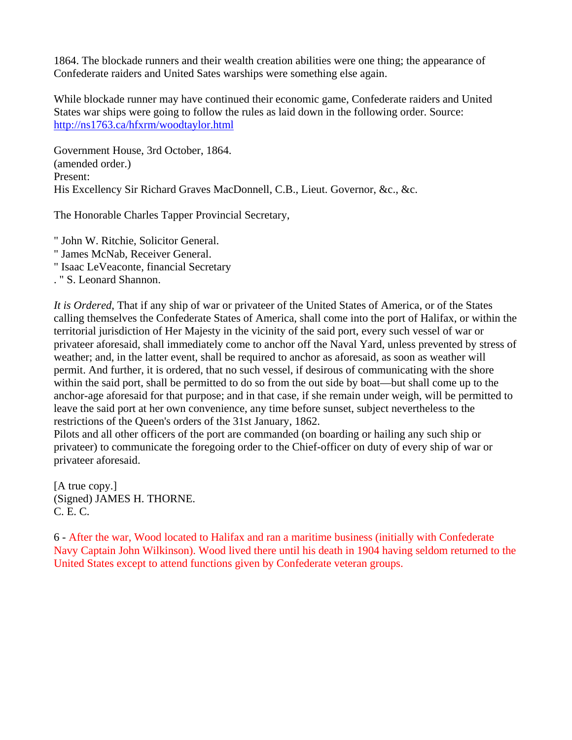1864. The blockade runners and their wealth creation abilities were one thing; the appearance of Confederate raiders and United Sates warships were something else again.

While blockade runner may have continued their economic game, Confederate raiders and United States war ships were going to follow the rules as laid down in the following order. Source: http://ns1763.ca/hfxrm/woodtaylor.html

Government House, 3rd October, 1864.
(amended order.)
Present:
His Excellency Sir Richard Graves MacDonnell, C.B., Lieut. Governor, &c., &c.

The Honorable Charles Tapper Provincial Secretary,

" John W. Ritchie, Solicitor General.
" James McNab, Receiver General.
" Isaac LeVeaconte, financial Secretary
. " S. Leonard Shannon.

*It is Ordered*, That if any ship of war or privateer of the United States of America, or of the States calling themselves the Confederate States of America, shall come into the port of Halifax, or within the territorial jurisdiction of Her Majesty in the vicinity of the said port, every such vessel of war or privateer aforesaid, shall immediately come to anchor off the Naval Yard, unless prevented by stress of weather; and, in the latter event, shall be required to anchor as aforesaid, as soon as weather will permit. And further, it is ordered, that no such vessel, if desirous of communicating with the shore within the said port, shall be permitted to do so from the out side by boat—but shall come up to the anchor-age aforesaid for that purpose; and in that case, if she remain under weigh, will be permitted to leave the said port at her own convenience, any time before sunset, subject nevertheless to the restrictions of the Queen's orders of the 31st January, 1862.
Pilots and all other officers of the port are commanded (on boarding or hailing any such ship or privateer) to communicate the foregoing order to the Chief-officer on duty of every ship of war or privateer aforesaid.

[A true copy.]
(Signed) JAMES H. THORNE.
C. E. C.

6 - After the war, Wood located to Halifax and ran a maritime business (initially with Confederate Navy Captain John Wilkinson). Wood lived there until his death in 1904 having seldom returned to the United States except to attend functions given by Confederate veteran groups.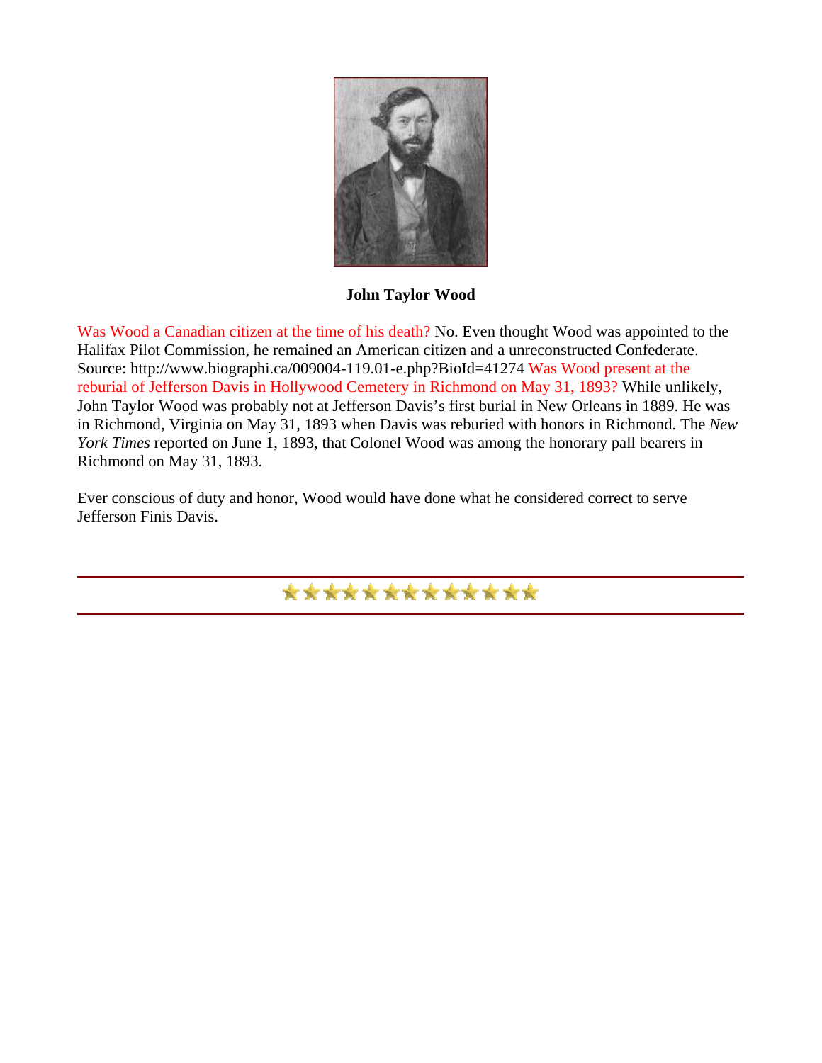**John Taylor Wood**

Was Wood a Canadian citizen at the time of his death? No. Even thought Wood was appointed to the Halifax Pilot Commission, he remained an American citizen and a unreconstructed Confederate. Source: http://www.biographi.ca/009004-119.01-e.php?BioId=41274 Was Wood present at the reburial of Jefferson Davis in Hollywood Cemetery in Richmond on May 31, 1893? While unlikely, John Taylor Wood was probably not at Jefferson Davis's first burial in New Orleans in 1889. He was in Richmond, Virginia on May 31, 1893 when Davis was reburied with honors in Richmond. The *New York Times* reported on June 1, 1893, that Colonel Wood was among the honorary pall bearers in Richmond on May 31, 1893.

Ever conscious of duty and honor, Wood would have done what he considered correct to serve Jefferson Finis Davis.

---